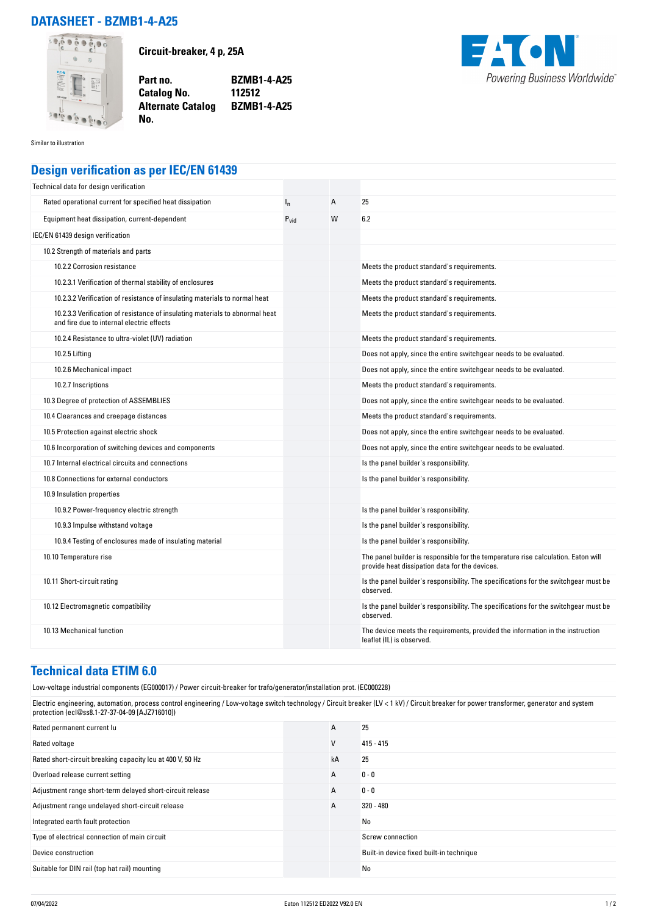# DATASHEET - BZMB1-4-A25

**Circuit-breaker, 4 p, 25A**

| | |
|---|---|
| **Part no.** | **BZMB1-4-A25** |
| **Catalog No.** | **112512** |
| **Alternate Catalog No.** | **BZMB1-4-A25** |

Similar to illustration

## Design verification as per IEC/EN 61439

| | | | |
|---|---|---|---|
| Technical data for design verification | | | |
| Rated operational current for specified heat dissipation | $I_n$ | A | 25 |
| Equipment heat dissipation, current-dependent | $P_{vid}$ | W | 6.2 |
| IEC/EN 61439 design verification | | | |
| 10.2 Strength of materials and parts | | | |
| 10.2.2 Corrosion resistance | | | Meets the product standard's requirements. |
| 10.2.3.1 Verification of thermal stability of enclosures | | | Meets the product standard's requirements. |
| 10.2.3.2 Verification of resistance of insulating materials to normal heat | | | Meets the product standard's requirements. |
| 10.2.3.3 Verification of resistance of insulating materials to abnormal heat and fire due to internal electric effects | | | Meets the product standard's requirements. |
| 10.2.4 Resistance to ultra-violet (UV) radiation | | | Meets the product standard's requirements. |
| 10.2.5 Lifting | | | Does not apply, since the entire switchgear needs to be evaluated. |
| 10.2.6 Mechanical impact | | | Does not apply, since the entire switchgear needs to be evaluated. |
| 10.2.7 Inscriptions | | | Meets the product standard's requirements. |
| 10.3 Degree of protection of ASSEMBLIES | | | Does not apply, since the entire switchgear needs to be evaluated. |
| 10.4 Clearances and creepage distances | | | Meets the product standard's requirements. |
| 10.5 Protection against electric shock | | | Does not apply, since the entire switchgear needs to be evaluated. |
| 10.6 Incorporation of switching devices and components | | | Does not apply, since the entire switchgear needs to be evaluated. |
| 10.7 Internal electrical circuits and connections | | | Is the panel builder's responsibility. |
| 10.8 Connections for external conductors | | | Is the panel builder's responsibility. |
| 10.9 Insulation properties | | | |
| 10.9.2 Power-frequency electric strength | | | Is the panel builder's responsibility. |
| 10.9.3 Impulse withstand voltage | | | Is the panel builder's responsibility. |
| 10.9.4 Testing of enclosures made of insulating material | | | Is the panel builder's responsibility. |
| 10.10 Temperature rise | | | The panel builder is responsible for the temperature rise calculation. Eaton will provide heat dissipation data for the devices. |
| 10.11 Short-circuit rating | | | Is the panel builder's responsibility. The specifications for the switchgear must be observed. |
| 10.12 Electromagnetic compatibility | | | Is the panel builder's responsibility. The specifications for the switchgear must be observed. |
| 10.13 Mechanical function | | | The device meets the requirements, provided the information in the instruction leaflet (IL) is observed. |

## Technical data ETIM 6.0

Low-voltage industrial components (EG000017) / Power circuit-breaker for trafo/generator/installation prot. (EC000228)

Electric engineering, automation, process control engineering / Low-voltage switch technology / Circuit breaker (LV < 1 kV) / Circuit breaker for power transformer, generator and system protection (ecl@ss8.1-27-37-04-09 [AJZ716010])

| | | | |
|---|---|---|---|
| Rated permanent current Iu | | A | 25 |
| Rated voltage | | V | 415 - 415 |
| Rated short-circuit breaking capacity Icu at 400 V, 50 Hz | | kA | 25 |
| Overload release current setting | | A | 0 - 0 |
| Adjustment range short-term delayed short-circuit release | | A | 0 - 0 |
| Adjustment range undelayed short-circuit release | | A | 320 - 480 |
| Integrated earth fault protection | | | No |
| Type of electrical connection of main circuit | | | Screw connection |
| Device construction | | | Built-in device fixed built-in technique |
| Suitable for DIN rail (top hat rail) mounting | | | No |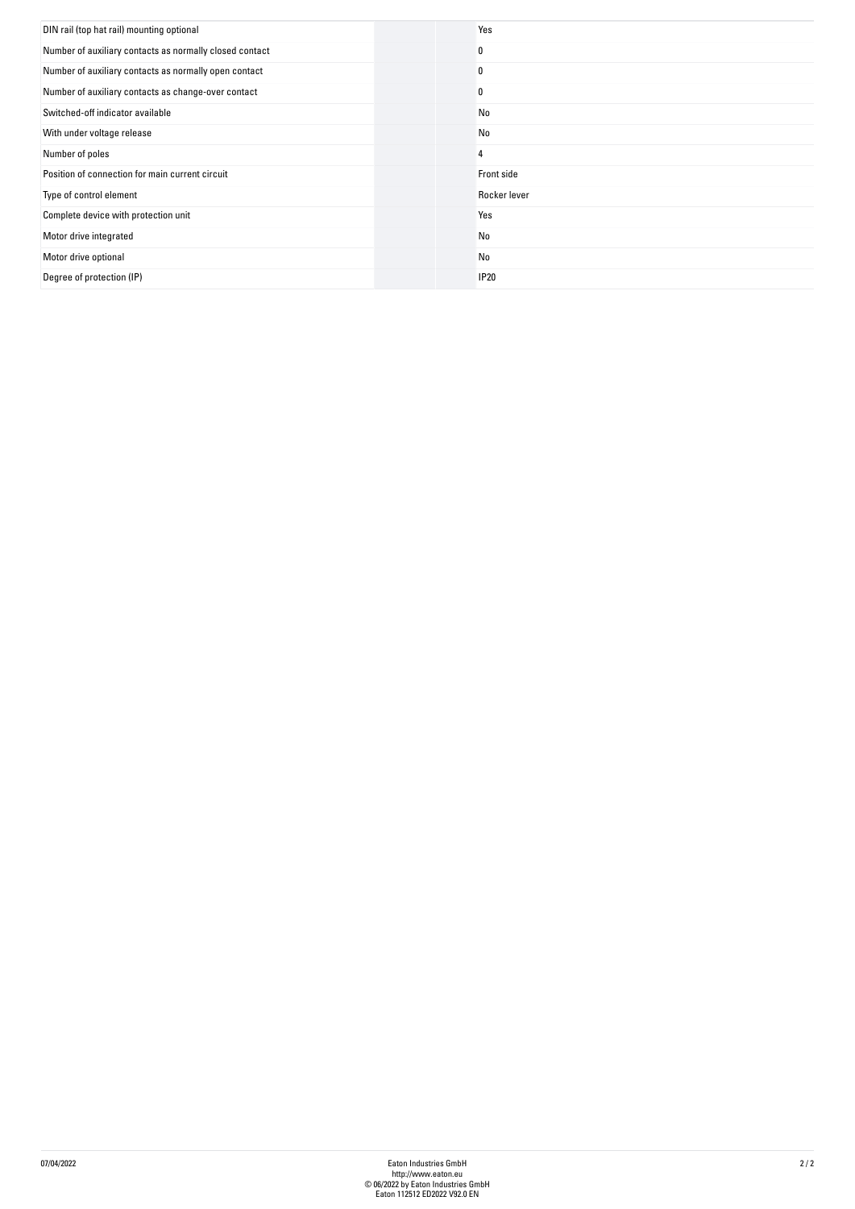| | | |
|---|---|---|
| DIN rail (top hat rail) mounting optional | | Yes |
| Number of auxiliary contacts as normally closed contact | | 0 |
| Number of auxiliary contacts as normally open contact | | 0 |
| Number of auxiliary contacts as change-over contact | | 0 |
| Switched-off indicator available | | No |
| With under voltage release | | No |
| Number of poles | | 4 |
| Position of connection for main current circuit | | Front side |
| Type of control element | | Rocker lever |
| Complete device with protection unit | | Yes |
| Motor drive integrated | | No |
| Motor drive optional | | No |
| Degree of protection (IP) | | IP20 |